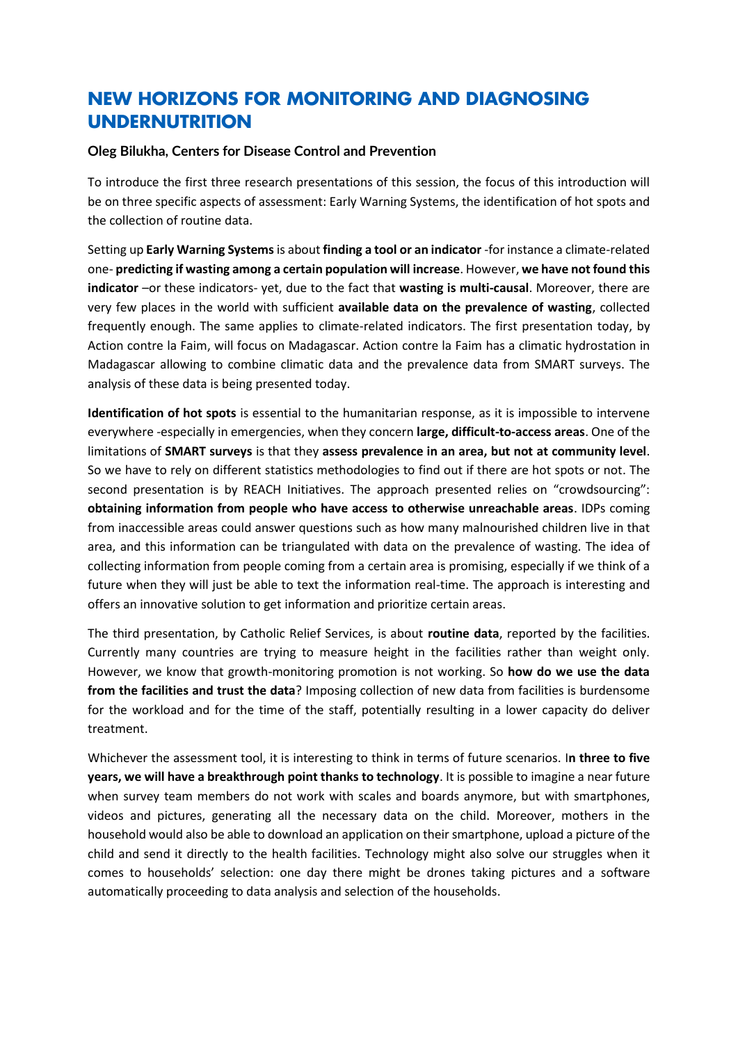# NEW HORIZONS FOR MONITORING AND DIAGNOSING UNDERNUTRITION

### Oleg Bilukha, Centers for Disease Control and Prevention

To introduce the first three research presentations of this session, the focus of this introduction will be on three specific aspects of assessment: Early Warning Systems, the identification of hot spots and the collection of routine data.

Setting up **Early Warning Systems** is about **finding a tool or an indicator** -for instance a climate-related one- **predicting if wasting among a certain population will increase**. However, **we have not found this indicator** –or these indicators- yet, due to the fact that **wasting is multi-causal**. Moreover, there are very few places in the world with sufficient **available data on the prevalence of wasting**, collected frequently enough. The same applies to climate-related indicators. The first presentation today, by Action contre la Faim, will focus on Madagascar. Action contre la Faim has a climatic hydrostation in Madagascar allowing to combine climatic data and the prevalence data from SMART surveys. The analysis of these data is being presented today.

**Identification of hot spots** is essential to the humanitarian response, as it is impossible to intervene everywhere -especially in emergencies, when they concern **large, difficult-to-access areas**. One of the limitations of **SMART surveys** is that they **assess prevalence in an area, but not at community level**. So we have to rely on different statistics methodologies to find out if there are hot spots or not. The second presentation is by REACH Initiatives. The approach presented relies on "crowdsourcing": **obtaining information from people who have access to otherwise unreachable areas**. IDPs coming from inaccessible areas could answer questions such as how many malnourished children live in that area, and this information can be triangulated with data on the prevalence of wasting. The idea of collecting information from people coming from a certain area is promising, especially if we think of a future when they will just be able to text the information real-time. The approach is interesting and offers an innovative solution to get information and prioritize certain areas.

The third presentation, by Catholic Relief Services, is about **routine data**, reported by the facilities. Currently many countries are trying to measure height in the facilities rather than weight only. However, we know that growth-monitoring promotion is not working. So **how do we use the data from the facilities and trust the data**? Imposing collection of new data from facilities is burdensome for the workload and for the time of the staff, potentially resulting in a lower capacity do deliver treatment.

Whichever the assessment tool, it is interesting to think in terms of future scenarios. I**n three to five years, we will have a breakthrough point thanks to technology**. It is possible to imagine a near future when survey team members do not work with scales and boards anymore, but with smartphones, videos and pictures, generating all the necessary data on the child. Moreover, mothers in the household would also be able to download an application on their smartphone, upload a picture of the child and send it directly to the health facilities. Technology might also solve our struggles when it comes to households' selection: one day there might be drones taking pictures and a software automatically proceeding to data analysis and selection of the households.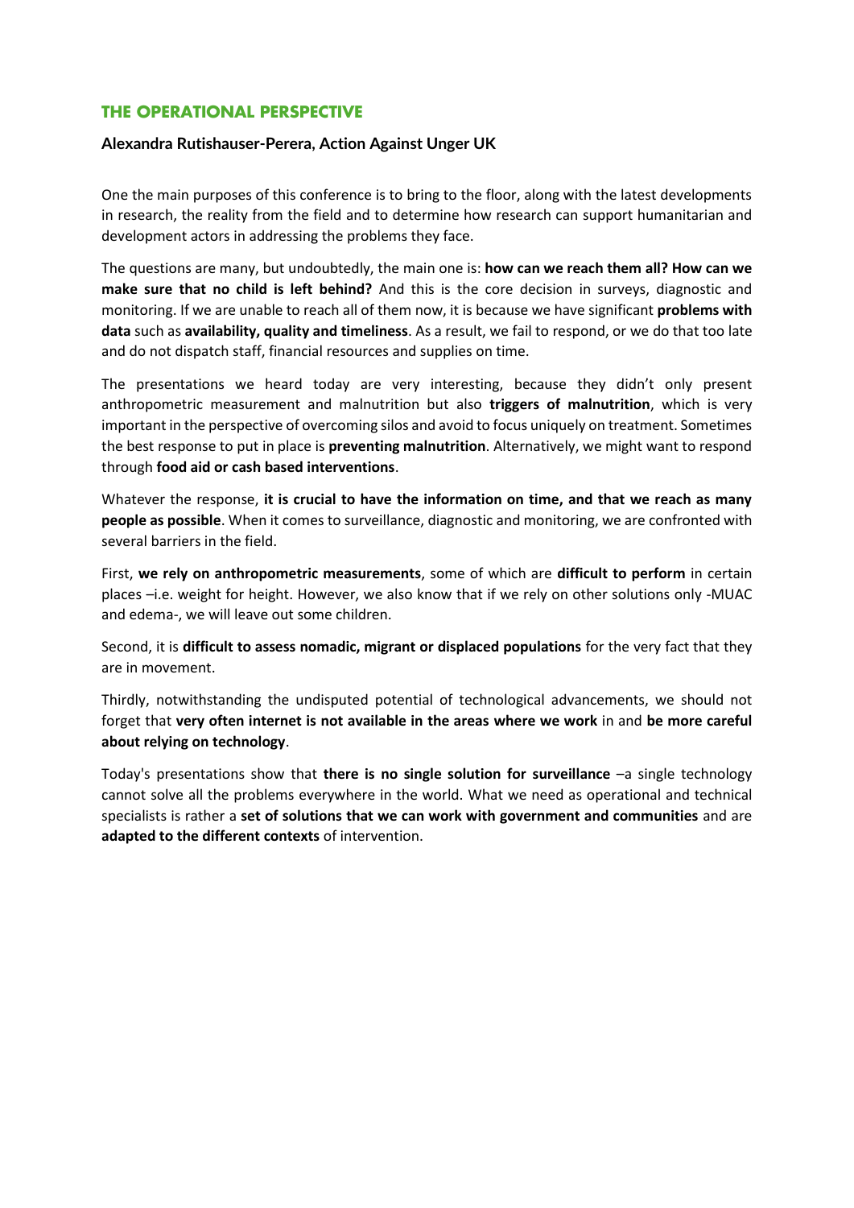## THE OPERATIONAL PERSPECTIVE

### Alexandra Rutishauser-Perera, Action Against Unger UK

One the main purposes of this conference is to bring to the floor, along with the latest developments in research, the reality from the field and to determine how research can support humanitarian and development actors in addressing the problems they face.

The questions are many, but undoubtedly, the main one is: **how can we reach them all? How can we make sure that no child is left behind?** And this is the core decision in surveys, diagnostic and monitoring. If we are unable to reach all of them now, it is because we have significant **problems with data** such as **availability, quality and timeliness**. As a result, we fail to respond, or we do that too late and do not dispatch staff, financial resources and supplies on time.

The presentations we heard today are very interesting, because they didn't only present anthropometric measurement and malnutrition but also **triggers of malnutrition**, which is very important in the perspective of overcoming silos and avoid to focus uniquely on treatment. Sometimes the best response to put in place is **preventing malnutrition**. Alternatively, we might want to respond through **food aid or cash based interventions**.

Whatever the response, **it is crucial to have the information on time, and that we reach as many people as possible**. When it comes to surveillance, diagnostic and monitoring, we are confronted with several barriers in the field.

First, **we rely on anthropometric measurements**, some of which are **difficult to perform** in certain places –i.e. weight for height. However, we also know that if we rely on other solutions only -MUAC and edema-, we will leave out some children.

Second, it is **difficult to assess nomadic, migrant or displaced populations** for the very fact that they are in movement.

Thirdly, notwithstanding the undisputed potential of technological advancements, we should not forget that **very often internet is not available in the areas where we work** in and **be more careful about relying on technology**.

Today's presentations show that **there is no single solution for surveillance** –a single technology cannot solve all the problems everywhere in the world. What we need as operational and technical specialists is rather a **set of solutions that we can work with government and communities** and are **adapted to the different contexts** of intervention.